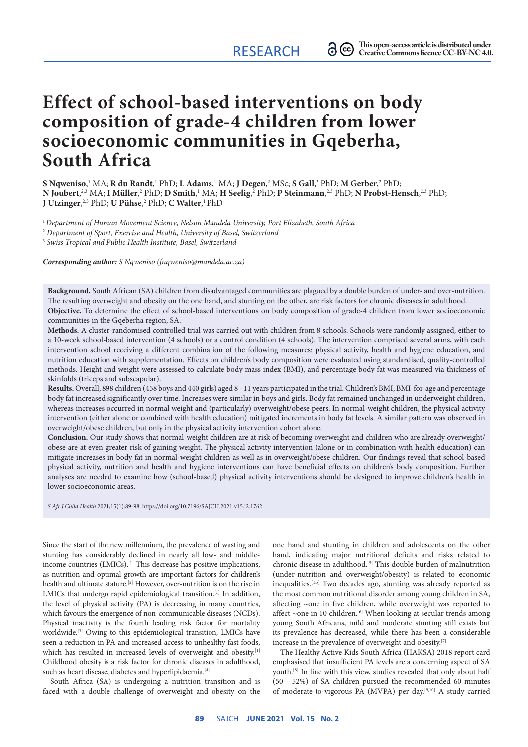RESEARCH

This open-access article is distributed under Creative Commons licence CC-BY-NC 4.0.

# Effect of school-based interventions on body composition of grade-4 children from lower socioeconomic communities in Gqeberha, South Africa

**S Nqweniso**,[1] MA; **R du Randt**,[1] PhD; **L Adams**,[1] MA; **J Degen**,[2] MSc; **S Gall**,[2] PhD; **M Gerber**,[2] PhD; **N Joubert**,[2,3] MA; **I Müller**,[2] PhD; **D Smith**,[1] MA; **H Seelig**,[2] PhD; **P Steinmann**,[2,3] PhD; **N Probst-Hensch**,[2,3] PhD; **J Utzinger**,[2,3] PhD; **U Pühse**,[2] PhD; **C Walter**,[1] PhD

[1] *Department of Human Movement Science, Nelson Mandela University, Port Elizabeth, South Africa*

[2] *Department of Sport, Exercise and Health, University of Basel, Switzerland*

[3] *Swiss Tropical and Public Health Institute, Basel, Switzerland*

***Corresponding author:*** *S Nqweniso (fnqweniso@mandela.ac.za)*

**Background.** South African (SA) children from disadvantaged communities are plagued by a double burden of under- and over-nutrition. The resulting overweight and obesity on the one hand, and stunting on the other, are risk factors for chronic diseases in adulthood.

**Objective.** To determine the effect of school-based interventions on body composition of grade-4 children from lower socioeconomic communities in the Gqeberha region, SA.

**Methods.** A cluster-randomised controlled trial was carried out with children from 8 schools. Schools were randomly assigned, either to a 10-week school-based intervention (4 schools) or a control condition (4 schools). The intervention comprised several arms, with each intervention school receiving a different combination of the following measures: physical activity, health and hygiene education, and nutrition education with supplementation. Effects on children's body composition were evaluated using standardised, quality-controlled methods. Height and weight were assessed to calculate body mass index (BMI), and percentage body fat was measured via thickness of skinfolds (triceps and subscapular).

**Results.** Overall, 898 children (458 boys and 440 girls) aged 8 - 11 years participated in the trial. Children's BMI, BMI-for-age and percentage body fat increased significantly over time. Increases were similar in boys and girls. Body fat remained unchanged in underweight children, whereas increases occurred in normal weight and (particularly) overweight/obese peers. In normal-weight children, the physical activity intervention (either alone or combined with health education) mitigated increments in body fat levels. A similar pattern was observed in overweight/obese children, but only in the physical activity intervention cohort alone.

**Conclusion.** Our study shows that normal-weight children are at risk of becoming overweight and children who are already overweight/obese are at even greater risk of gaining weight. The physical activity intervention (alone or in combination with health education) can mitigate increases in body fat in normal-weight children as well as in overweight/obese children. Our findings reveal that school-based physical activity, nutrition and health and hygiene interventions can have beneficial effects on children's body composition. Further analyses are needed to examine how (school-based) physical activity interventions should be designed to improve children's health in lower socioeconomic areas.

*S Afr J Child Health* 2021;15(1):89-98. https://doi.org/10.7196/SAJCH.2021.v15.i2.1762

Since the start of the new millennium, the prevalence of wasting and stunting has considerably declined in nearly all low- and middle-income countries (LMICs).[1] This decrease has positive implications, as nutrition and optimal growth are important factors for children's health and ultimate stature.[2] However, over-nutrition is on the rise in LMICs that undergo rapid epidemiological transition.[1] In addition, the level of physical activity (PA) is decreasing in many countries, which favours the emergence of non-communicable diseases (NCDs). Physical inactivity is the fourth leading risk factor for mortality worldwide.[3] Owing to this epidemiological transition, LMICs have seen a reduction in PA and increased access to unhealthy fast foods, which has resulted in increased levels of overweight and obesity.[1] Childhood obesity is a risk factor for chronic diseases in adulthood, such as heart disease, diabetes and hyperlipidaemia.[4]

South Africa (SA) is undergoing a nutrition transition and is faced with a double challenge of overweight and obesity on the one hand and stunting in children and adolescents on the other hand, indicating major nutritional deficits and risks related to chronic disease in adulthood.[5] This double burden of malnutrition (under-nutrition and overweight/obesity) is related to economic inequalities.[1,5] Two decades ago, stunting was already reported as the most common nutritional disorder among young children in SA, affecting ~one in five children, while overweight was reported to affect ~one in 10 children.[6] When looking at secular trends among young South Africans, mild and moderate stunting still exists but its prevalence has decreased, while there has been a considerable increase in the prevalence of overweight and obesity.[7]

The Healthy Active Kids South Africa (HAKSA) 2018 report card emphasised that insufficient PA levels are a concerning aspect of SA youth.[8] In line with this view, studies revealed that only about half (50 - 52%) of SA children pursued the recommended 60 minutes of moderate-to-vigorous PA (MVPA) per day.[9,10] A study carried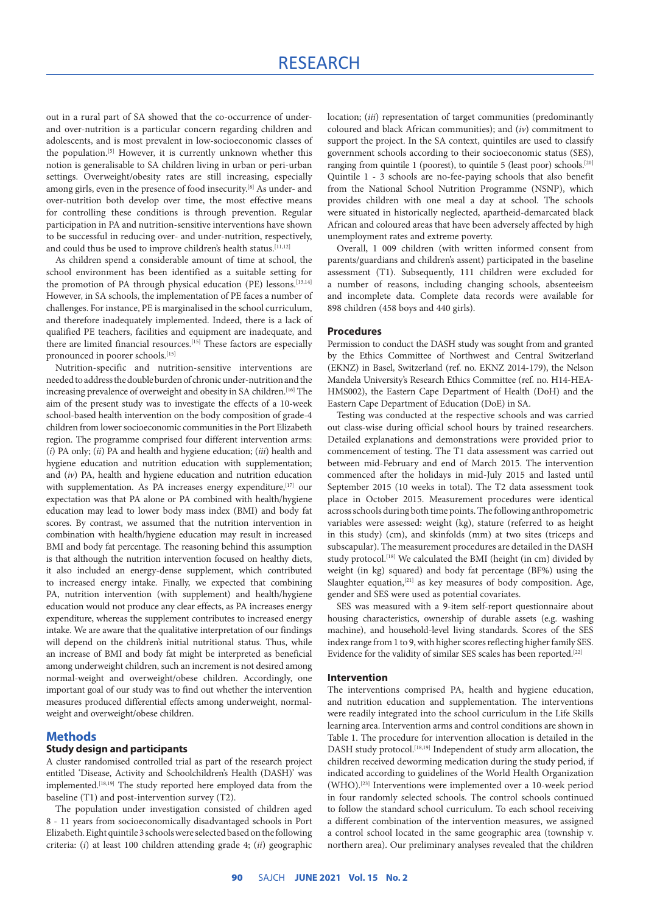out in a rural part of SA showed that the co-occurrence of under- and over-nutrition is a particular concern regarding children and adolescents, and is most prevalent in low-socioeconomic classes of the population.[5] However, it is currently unknown whether this notion is generalisable to SA children living in urban or peri-urban settings. Overweight/obesity rates are still increasing, especially among girls, even in the presence of food insecurity.[8] As under- and over-nutrition both develop over time, the most effective means for controlling these conditions is through prevention. Regular participation in PA and nutrition-sensitive interventions have shown to be successful in reducing over- and under-nutrition, respectively, and could thus be used to improve children's health status.[11,12]

As children spend a considerable amount of time at school, the school environment has been identified as a suitable setting for the promotion of PA through physical education (PE) lessons.[13,14] However, in SA schools, the implementation of PE faces a number of challenges. For instance, PE is marginalised in the school curriculum, and therefore inadequately implemented. Indeed, there is a lack of qualified PE teachers, facilities and equipment are inadequate, and there are limited financial resources.[15] These factors are especially pronounced in poorer schools.[15]

Nutrition-specific and nutrition-sensitive interventions are needed to address the double burden of chronic under-nutrition and the increasing prevalence of overweight and obesity in SA children.[16] The aim of the present study was to investigate the effects of a 10-week school-based health intervention on the body composition of grade-4 children from lower socioeconomic communities in the Port Elizabeth region. The programme comprised four different intervention arms: (*i*) PA only; (*ii*) PA and health and hygiene education; (*iii*) health and hygiene education and nutrition education with supplementation; and (*iv*) PA, health and hygiene education and nutrition education with supplementation. As PA increases energy expenditure,[17] our expectation was that PA alone or PA combined with health/hygiene education may lead to lower body mass index (BMI) and body fat scores. By contrast, we assumed that the nutrition intervention in combination with health/hygiene education may result in increased BMI and body fat percentage. The reasoning behind this assumption is that although the nutrition intervention focused on healthy diets, it also included an energy-dense supplement, which contributed to increased energy intake. Finally, we expected that combining PA, nutrition intervention (with supplement) and health/hygiene education would not produce any clear effects, as PA increases energy expenditure, whereas the supplement contributes to increased energy intake. We are aware that the qualitative interpretation of our findings will depend on the children's initial nutritional status. Thus, while an increase of BMI and body fat might be interpreted as beneficial among underweight children, such an increment is not desired among normal-weight and overweight/obese children. Accordingly, one important goal of our study was to find out whether the intervention measures produced differential effects among underweight, normal-weight and overweight/obese children.

## Methods

### Study design and participants

A cluster randomised controlled trial as part of the research project entitled 'Disease, Activity and Schoolchildren's Health (DASH)' was implemented.[18,19] The study reported here employed data from the baseline (T1) and post-intervention survey (T2).

The population under investigation consisted of children aged 8 - 11 years from socioeconomically disadvantaged schools in Port Elizabeth. Eight quintile 3 schools were selected based on the following criteria: (*i*) at least 100 children attending grade 4; (*ii*) geographic location; (*iii*) representation of target communities (predominantly coloured and black African communities); and (*iv*) commitment to support the project. In the SA context, quintiles are used to classify government schools according to their socioeconomic status (SES), ranging from quintile 1 (poorest), to quintile 5 (least poor) schools.[20] Quintile 1 - 3 schools are no-fee-paying schools that also benefit from the National School Nutrition Programme (NSNP), which provides children with one meal a day at school. The schools were situated in historically neglected, apartheid-demarcated black African and coloured areas that have been adversely affected by high unemployment rates and extreme poverty.

Overall, 1 009 children (with written informed consent from parents/guardians and children's assent) participated in the baseline assessment (T1). Subsequently, 111 children were excluded for a number of reasons, including changing schools, absenteeism and incomplete data. Complete data records were available for 898 children (458 boys and 440 girls).

### Procedures

Permission to conduct the DASH study was sought from and granted by the Ethics Committee of Northwest and Central Switzerland (EKNZ) in Basel, Switzerland (ref. no. EKNZ 2014-179), the Nelson Mandela University's Research Ethics Committee (ref. no. H14-HEA-HMS002), the Eastern Cape Department of Health (DoH) and the Eastern Cape Department of Education (DoE) in SA.

Testing was conducted at the respective schools and was carried out class-wise during official school hours by trained researchers. Detailed explanations and demonstrations were provided prior to commencement of testing. The T1 data assessment was carried out between mid-February and end of March 2015. The intervention commenced after the holidays in mid-July 2015 and lasted until September 2015 (10 weeks in total). The T2 data assessment took place in October 2015. Measurement procedures were identical across schools during both time points. The following anthropometric variables were assessed: weight (kg), stature (referred to as height in this study) (cm), and skinfolds (mm) at two sites (triceps and subscapular). The measurement procedures are detailed in the DASH study protocol.[18] We calculated the BMI (height (in cm) divided by weight (in kg) squared) and body fat percentage (BF%) using the Slaughter equation,[21] as key measures of body composition. Age, gender and SES were used as potential covariates.

SES was measured with a 9-item self-report questionnaire about housing characteristics, ownership of durable assets (e.g. washing machine), and household-level living standards. Scores of the SES index range from 1 to 9, with higher scores reflecting higher family SES. Evidence for the validity of similar SES scales has been reported.[22]

### Intervention

The interventions comprised PA, health and hygiene education, and nutrition education and supplementation. The interventions were readily integrated into the school curriculum in the Life Skills learning area. Intervention arms and control conditions are shown in Table 1. The procedure for intervention allocation is detailed in the DASH study protocol.[18,19] Independent of study arm allocation, the children received deworming medication during the study period, if indicated according to guidelines of the World Health Organization (WHO).[23] Interventions were implemented over a 10-week period in four randomly selected schools. The control schools continued to follow the standard school curriculum. To each school receiving a different combination of the intervention measures, we assigned a control school located in the same geographic area (township v. northern area). Our preliminary analyses revealed that the children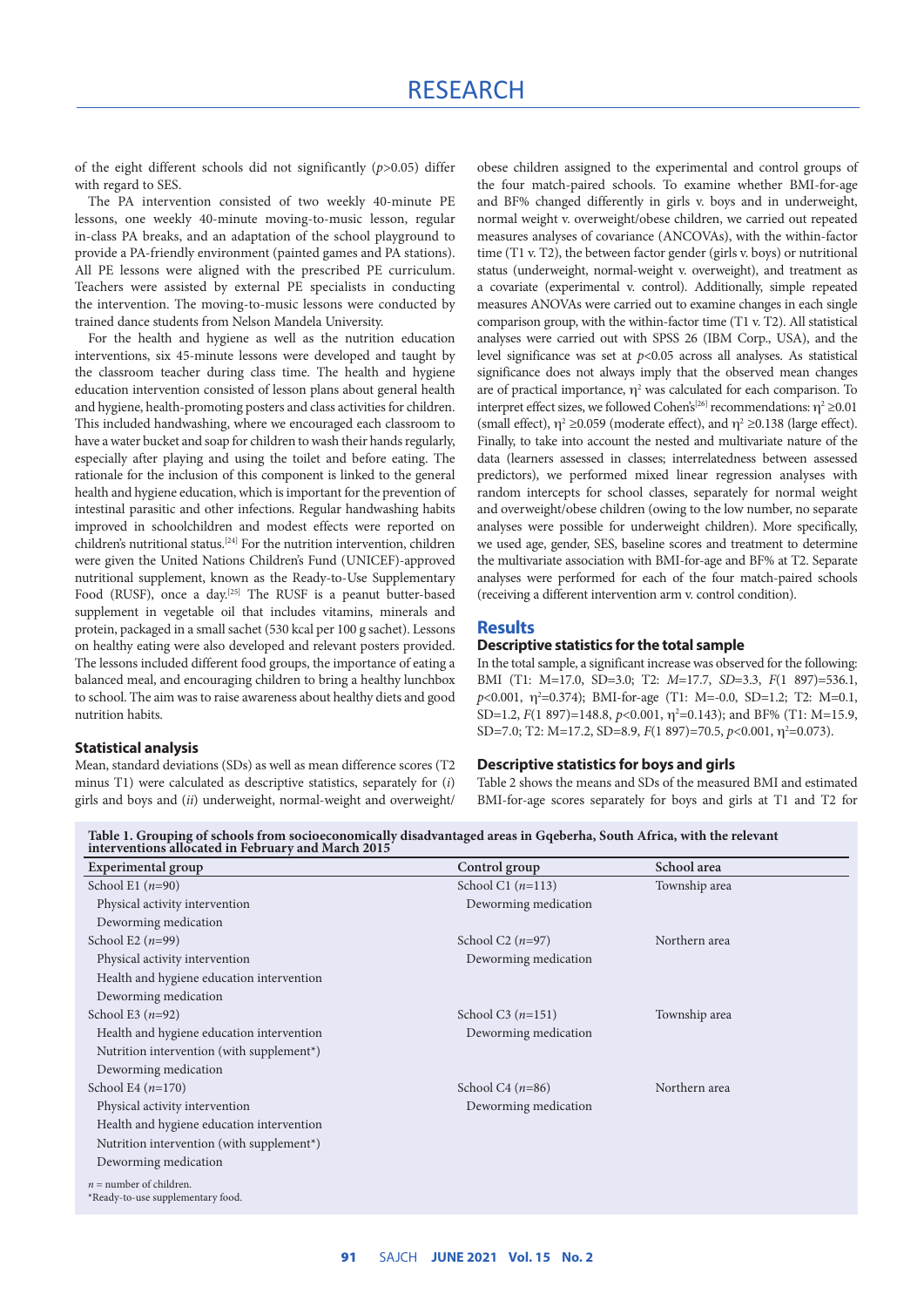of the eight different schools did not significantly ($p$>0.05) differ with regard to SES.

The PA intervention consisted of two weekly 40-minute PE lessons, one weekly 40-minute moving-to-music lesson, regular in-class PA breaks, and an adaptation of the school playground to provide a PA-friendly environment (painted games and PA stations). All PE lessons were aligned with the prescribed PE curriculum. Teachers were assisted by external PE specialists in conducting the intervention. The moving-to-music lessons were conducted by trained dance students from Nelson Mandela University.

For the health and hygiene as well as the nutrition education interventions, six 45-minute lessons were developed and taught by the classroom teacher during class time. The health and hygiene education intervention consisted of lesson plans about general health and hygiene, health-promoting posters and class activities for children. This included handwashing, where we encouraged each classroom to have a water bucket and soap for children to wash their hands regularly, especially after playing and using the toilet and before eating. The rationale for the inclusion of this component is linked to the general health and hygiene education, which is important for the prevention of intestinal parasitic and other infections. Regular handwashing habits improved in schoolchildren and modest effects were reported on children's nutritional status.[24] For the nutrition intervention, children were given the United Nations Children's Fund (UNICEF)-approved nutritional supplement, known as the Ready-to-Use Supplementary Food (RUSF), once a day.[25] The RUSF is a peanut butter-based supplement in vegetable oil that includes vitamins, minerals and protein, packaged in a small sachet (530 kcal per 100 g sachet). Lessons on healthy eating were also developed and relevant posters provided. The lessons included different food groups, the importance of eating a balanced meal, and encouraging children to bring a healthy lunchbox to school. The aim was to raise awareness about healthy diets and good nutrition habits.

### Statistical analysis

Mean, standard deviations (SDs) as well as mean difference scores (T2 minus T1) were calculated as descriptive statistics, separately for (*i*) girls and boys and (*ii*) underweight, normal-weight and overweight/obese children assigned to the experimental and control groups of the four match-paired schools. To examine whether BMI-for-age and BF% changed differently in girls v. boys and in underweight, normal weight v. overweight/obese children, we carried out repeated measures analyses of covariance (ANCOVAs), with the within-factor time (T1 v. T2), the between factor gender (girls v. boys) or nutritional status (underweight, normal-weight v. overweight), and treatment as a covariate (experimental v. control). Additionally, simple repeated measures ANOVAs were carried out to examine changes in each single comparison group, with the within-factor time (T1 v. T2). All statistical analyses were carried out with SPSS 26 (IBM Corp., USA), and the level significance was set at $p$<0.05 across all analyses. As statistical significance does not always imply that the observed mean changes are of practical importance, $\eta^2$ was calculated for each comparison. To interpret effect sizes, we followed Cohen's[26] recommendations: $\eta^2 \geq 0.01$ (small effect), $\eta^2 \geq 0.059$ (moderate effect), and $\eta^2 \geq 0.138$ (large effect). Finally, to take into account the nested and multivariate nature of the data (learners assessed in classes; interrelatedness between assessed predictors), we performed mixed linear regression analyses with random intercepts for school classes, separately for normal weight and overweight/obese children (owing to the low number, no separate analyses were possible for underweight children). More specifically, we used age, gender, SES, baseline scores and treatment to determine the multivariate association with BMI-for-age and BF% at T2. Separate analyses were performed for each of the four match-paired schools (receiving a different intervention arm v. control condition).

## Results

### Descriptive statistics for the total sample

In the total sample, a significant increase was observed for the following: BMI (T1: M=17.0, SD=3.0; T2: *M*=17.7, *SD*=3.3, $F$(1 897)=536.1, $p$<0.001, $\eta^2$=0.374); BMI-for-age (T1: M=-0.0, SD=1.2; T2: M=0.1, SD=1.2, $F$(1 897)=148.8, $p$<0.001, $\eta^2$=0.143); and BF% (T1: M=15.9, SD=7.0; T2: M=17.2, SD=8.9, $F$(1 897)=70.5, $p$<0.001, $\eta^2$=0.073).

### Descriptive statistics for boys and girls

Table 2 shows the means and SDs of the measured BMI and estimated BMI-for-age scores separately for boys and girls at T1 and T2 for

**Table 1. Grouping of schools from socioeconomically disadvantaged areas in Gqeberha, South Africa, with the relevant interventions allocated in February and March 2015**

| Experimental group | Control group | School area |
|---|---|---|
| School E1 ($n$=90) | School C1 ($n$=113) | Township area |
| Physical activity intervention | Deworming medication | |
| Deworming medication | | |
| School E2 ($n$=99) | School C2 ($n$=97) | Northern area |
| Physical activity intervention | Deworming medication | |
| Health and hygiene education intervention | | |
| Deworming medication | | |
| School E3 ($n$=92) | School C3 ($n$=151) | Township area |
| Health and hygiene education intervention | Deworming medication | |
| Nutrition intervention (with supplement*) | | |
| Deworming medication | | |
| School E4 ($n$=170) | School C4 ($n$=86) | Northern area |
| Physical activity intervention | Deworming medication | |
| Health and hygiene education intervention | | |
| Nutrition intervention (with supplement*) | | |
| Deworming medication | | |

$n$ = number of children.
*Ready-to-use supplementary food.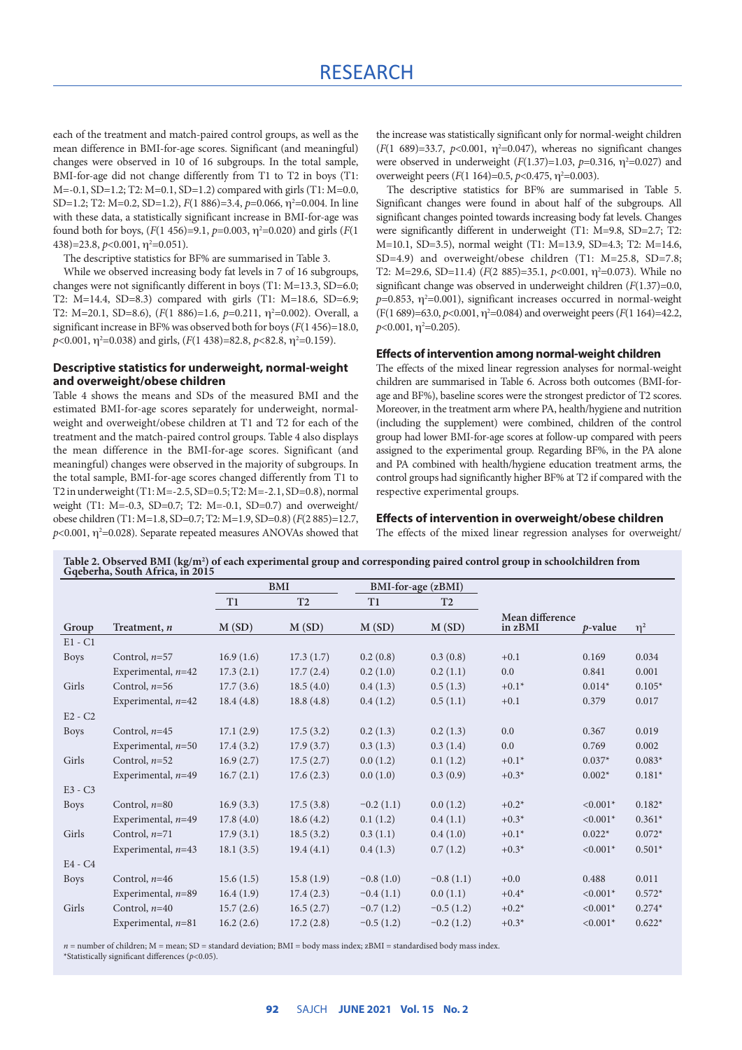each of the treatment and match-paired control groups, as well as the mean difference in BMI-for-age scores. Significant (and meaningful) changes were observed in 10 of 16 subgroups. In the total sample, BMI-for-age did not change differently from T1 to T2 in boys (T1: M=-0.1, SD=1.2; T2: M=0.1, SD=1.2) compared with girls (T1: M=0.0, SD=1.2; T2: M=0.2, SD=1.2), $F(1\ 886)=3.4$, $p=0.066$, $\eta^2=0.004$. In line with these data, a statistically significant increase in BMI-for-age was found both for boys, ($F(1\ 456)=9.1$, $p=0.003$, $\eta^2=0.020$) and girls ($F(1\ 438)=23.8$, $p<0.001$, $\eta^2=0.051$).

The descriptive statistics for BF% are summarised in Table 3.

While we observed increasing body fat levels in 7 of 16 subgroups, changes were not significantly different in boys (T1: M=13.3, SD=6.0; T2: M=14.4, SD=8.3) compared with girls (T1: M=18.6, SD=6.9; T2: M=20.1, SD=8.6), ($F(1\ 886)=1.6$, $p=0.211$, $\eta^2=0.002$). Overall, a significant increase in BF% was observed both for boys ($F(1\ 456)=18.0$, $p<0.001$, $\eta^2=0.038$) and girls, ($F(1\ 438)=82.8$, $p<82.8$, $\eta^2=0.159$).

### Descriptive statistics for underweight, normal-weight and overweight/obese children

Table 4 shows the means and SDs of the measured BMI and the estimated BMI-for-age scores separately for underweight, normal-weight and overweight/obese children at T1 and T2 for each of the treatment and the match-paired control groups. Table 4 also displays the mean difference in the BMI-for-age scores. Significant (and meaningful) changes were observed in the majority of subgroups. In the total sample, BMI-for-age scores changed differently from T1 to T2 in underweight (T1: M=-2.5, SD=0.5; T2: M=-2.1, SD=0.8), normal weight (T1: M=-0.3, SD=0.7; T2: M=-0.1, SD=0.7) and overweight/obese children (T1: M=1.8, SD=0.7; T2: M=1.9, SD=0.8) ($F(2\ 885)=12.7$, $p<0.001$, $\eta^2=0.028$). Separate repeated measures ANOVAs showed that the increase was statistically significant only for normal-weight children ($F(1\ 689)=33.7$, $p<0.001$, $\eta^2=0.047$), whereas no significant changes were observed in underweight ($F(1.37)=1.03$, $p=0.316$, $\eta^2=0.027$) and overweight peers ($F(1\ 164)=0.5$, $p<0.475$, $\eta^2=0.003$).

The descriptive statistics for BF% are summarised in Table 5. Significant changes were found in about half of the subgroups. All significant changes pointed towards increasing body fat levels. Changes were significantly different in underweight (T1: M=9.8, SD=2.7; T2: M=10.1, SD=3.5), normal weight (T1: M=13.9, SD=4.3; T2: M=14.6, SD=4.9) and overweight/obese children (T1: M=25.8, SD=7.8; T2: M=29.6, SD=11.4) ($F(2\ 885)=35.1$, $p<0.001$, $\eta^2=0.073$). While no significant change was observed in underweight children ($F(1.37)=0.0$, $p=0.853$, $\eta^2=0.001$), significant increases occurred in normal-weight ($F(1\ 689)=63.0$, $p<0.001$, $\eta^2=0.084$) and overweight peers ($F(1\ 164)=42.2$, $p<0.001$, $\eta^2=0.205$).

### Effects of intervention among normal-weight children

The effects of the mixed linear regression analyses for normal-weight children are summarised in Table 6. Across both outcomes (BMI-for-age and BF%), baseline scores were the strongest predictor of T2 scores. Moreover, in the treatment arm where PA, health/hygiene and nutrition (including the supplement) were combined, children of the control group had lower BMI-for-age scores at follow-up compared with peers assigned to the experimental group. Regarding BF%, in the PA alone and PA combined with health/hygiene education treatment arms, the control groups had significantly higher BF% at T2 if compared with the respective experimental groups.

### Effects of intervention in overweight/obese children

The effects of the mixed linear regression analyses for overweight/

**Table 2. Observed BMI (kg/m²) of each experimental group and corresponding paired control group in schoolchildren from Gqeberha, South Africa, in 2015**

| | | BMI | | BMI-for-age (zBMI) | | | | |
|---|---|---|---|---|---|---|---|---|
| | | T1 | T2 | T1 | T2 | | | |
| Group | Treatment, *n* | M (SD) | M (SD) | M (SD) | M (SD) | Mean difference in zBMI | *p*-value | $\eta^2$ |
| E1 - C1 | | | | | | | | |
| Boys | Control, *n*=57 | 16.9 (1.6) | 17.3 (1.7) | 0.2 (0.8) | 0.3 (0.8) | +0.1 | 0.169 | 0.034 |
| | Experimental, *n*=42 | 17.3 (2.1) | 17.7 (2.4) | 0.2 (1.0) | 0.2 (1.1) | 0.0 | 0.841 | 0.001 |
| Girls | Control, *n*=56 | 17.7 (3.6) | 18.5 (4.0) | 0.4 (1.3) | 0.5 (1.3) | +0.1* | 0.014* | 0.105* |
| | Experimental, *n*=42 | 18.4 (4.8) | 18.8 (4.8) | 0.4 (1.2) | 0.5 (1.1) | +0.1 | 0.379 | 0.017 |
| E2 - C2 | | | | | | | | |
| Boys | Control, *n*=45 | 17.1 (2.9) | 17.5 (3.2) | 0.2 (1.3) | 0.2 (1.3) | 0.0 | 0.367 | 0.019 |
| | Experimental, *n*=50 | 17.4 (3.2) | 17.9 (3.7) | 0.3 (1.3) | 0.3 (1.4) | 0.0 | 0.769 | 0.002 |
| Girls | Control, *n*=52 | 16.9 (2.7) | 17.5 (2.7) | 0.0 (1.2) | 0.1 (1.2) | +0.1* | 0.037* | 0.083* |
| | Experimental, *n*=49 | 16.7 (2.1) | 17.6 (2.3) | 0.0 (1.0) | 0.3 (0.9) | +0.3* | 0.002* | 0.181* |
| E3 - C3 | | | | | | | | |
| Boys | Control, *n*=80 | 16.9 (3.3) | 17.5 (3.8) | −0.2 (1.1) | 0.0 (1.2) | +0.2* | <0.001* | 0.182* |
| | Experimental, *n*=49 | 17.8 (4.0) | 18.6 (4.2) | 0.1 (1.2) | 0.4 (1.1) | +0.3* | <0.001* | 0.361* |
| Girls | Control, *n*=71 | 17.9 (3.1) | 18.5 (3.2) | 0.3 (1.1) | 0.4 (1.0) | +0.1* | 0.022* | 0.072* |
| | Experimental, *n*=43 | 18.1 (3.5) | 19.4 (4.1) | 0.4 (1.3) | 0.7 (1.2) | +0.3* | <0.001* | 0.501* |
| E4 - C4 | | | | | | | | |
| Boys | Control, *n*=46 | 15.6 (1.5) | 15.8 (1.9) | −0.8 (1.0) | −0.8 (1.1) | +0.0 | 0.488 | 0.011 |
| | Experimental, *n*=89 | 16.4 (1.9) | 17.4 (2.3) | −0.4 (1.1) | 0.0 (1.1) | +0.4* | <0.001* | 0.572* |
| Girls | Control, *n*=40 | 15.7 (2.6) | 16.5 (2.7) | −0.7 (1.2) | −0.5 (1.2) | +0.2* | <0.001* | 0.274* |
| | Experimental, *n*=81 | 16.2 (2.6) | 17.2 (2.8) | −0.5 (1.2) | −0.2 (1.2) | +0.3* | <0.001* | 0.622* |

*n* = number of children; M = mean; SD = standard deviation; BMI = body mass index; zBMI = standardised body mass index.
*Statistically significant differences ($p<0.05$).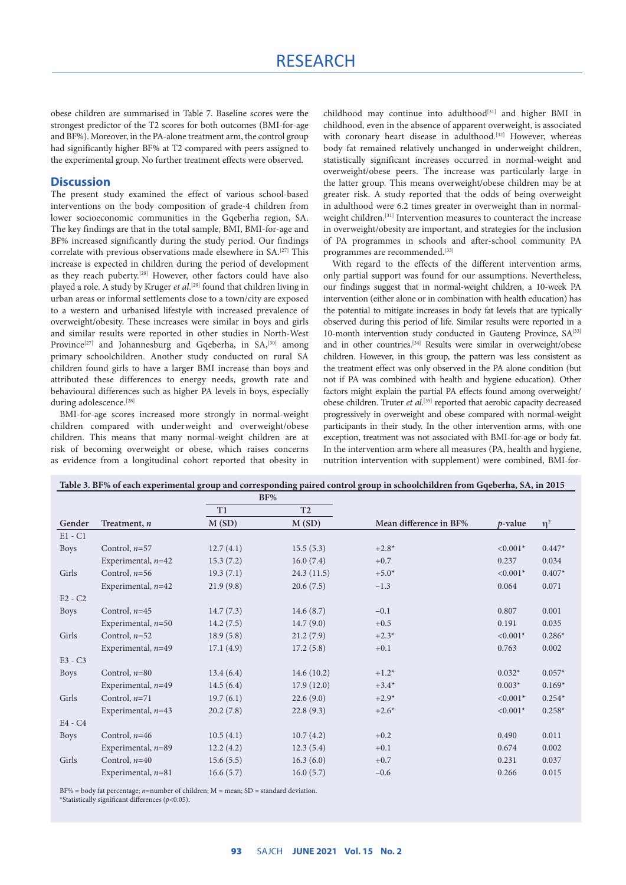obese children are summarised in Table 7. Baseline scores were the strongest predictor of the T2 scores for both outcomes (BMI-for-age and BF%). Moreover, in the PA-alone treatment arm, the control group had significantly higher BF% at T2 compared with peers assigned to the experimental group. No further treatment effects were observed.

## Discussion

The present study examined the effect of various school-based interventions on the body composition of grade-4 children from lower socioeconomic communities in the Gqeberha region, SA. The key findings are that in the total sample, BMI, BMI-for-age and BF% increased significantly during the study period. Our findings correlate with previous observations made elsewhere in SA.[27] This increase is expected in children during the period of development as they reach puberty.[28] However, other factors could have also played a role. A study by Kruger *et al*.[29] found that children living in urban areas or informal settlements close to a town/city are exposed to a western and urbanised lifestyle with increased prevalence of overweight/obesity. These increases were similar in boys and girls and similar results were reported in other studies in North-West Province[27] and Johannesburg and Gqeberha, in SA,[30] among primary schoolchildren. Another study conducted on rural SA children found girls to have a larger BMI increase than boys and attributed these differences to energy needs, growth rate and behavioural differences such as higher PA levels in boys, especially during adolescence.[28]

BMI-for-age scores increased more strongly in normal-weight children compared with underweight and overweight/obese children. This means that many normal-weight children are at risk of becoming overweight or obese, which raises concerns as evidence from a longitudinal cohort reported that obesity in childhood may continue into adulthood[31] and higher BMI in childhood, even in the absence of apparent overweight, is associated with coronary heart disease in adulthood.[32] However, whereas body fat remained relatively unchanged in underweight children, statistically significant increases occurred in normal-weight and overweight/obese peers. The increase was particularly large in the latter group. This means overweight/obese children may be at greater risk. A study reported that the odds of being overweight in adulthood were 6.2 times greater in overweight than in normal-weight children.[31] Intervention measures to counteract the increase in overweight/obesity are important, and strategies for the inclusion of PA programmes in schools and after-school community PA programmes are recommended.[33]

With regard to the effects of the different intervention arms, only partial support was found for our assumptions. Nevertheless, our findings suggest that in normal-weight children, a 10-week PA intervention (either alone or in combination with health education) has the potential to mitigate increases in body fat levels that are typically observed during this period of life. Similar results were reported in a 10-month intervention study conducted in Gauteng Province, SA[33] and in other countries.[34] Results were similar in overweight/obese children. However, in this group, the pattern was less consistent as the treatment effect was only observed in the PA alone condition (but not if PA was combined with health and hygiene education). Other factors might explain the partial PA effects found among overweight/obese children. Truter *et al*.[35] reported that aerobic capacity decreased progressively in overweight and obese compared with normal-weight participants in their study. In the other intervention arms, with one exception, treatment was not associated with BMI-for-age or body fat. In the intervention arm where all measures (PA, health and hygiene, nutrition intervention with supplement) were combined, BMI-for-

**Table 3. BF% of each experimental group and corresponding paired control group in schoolchildren from Gqeberha, SA, in 2015**

| Gender | Treatment, *n* | BF% T1 M (SD) | BF% T2 M (SD) | Mean difference in BF% | *p*-value | $\eta^2$ |
|---|---|---|---|---|---|---|
| E1 - C1 | | | | | | |
| Boys | Control, *n*=57 | 12.7 (4.1) | 15.5 (5.3) | +2.8* | <0.001* | 0.447* |
| | Experimental, *n*=42 | 15.3 (7.2) | 16.0 (7.4) | +0.7 | 0.237 | 0.034 |
| Girls | Control, *n*=56 | 19.3 (7.1) | 24.3 (11.5) | +5.0* | <0.001* | 0.407* |
| | Experimental, *n*=42 | 21.9 (9.8) | 20.6 (7.5) | −1.3 | 0.064 | 0.071 |
| E2 - C2 | | | | | | |
| Boys | Control, *n*=45 | 14.7 (7.3) | 14.6 (8.7) | −0.1 | 0.807 | 0.001 |
| | Experimental, *n*=50 | 14.2 (7.5) | 14.7 (9.0) | +0.5 | 0.191 | 0.035 |
| Girls | Control, *n*=52 | 18.9 (5.8) | 21.2 (7.9) | +2.3* | <0.001* | 0.286* |
| | Experimental, *n*=49 | 17.1 (4.9) | 17.2 (5.8) | +0.1 | 0.763 | 0.002 |
| E3 - C3 | | | | | | |
| Boys | Control, *n*=80 | 13.4 (6.4) | 14.6 (10.2) | +1.2* | 0.032* | 0.057* |
| | Experimental, *n*=49 | 14.5 (6.4) | 17.9 (12.0) | +3.4* | 0.003* | 0.169* |
| Girls | Control, *n*=71 | 19.7 (6.1) | 22.6 (9.0) | +2.9* | <0.001* | 0.254* |
| | Experimental, *n*=43 | 20.2 (7.8) | 22.8 (9.3) | +2.6* | <0.001* | 0.258* |
| E4 - C4 | | | | | | |
| Boys | Control, *n*=46 | 10.5 (4.1) | 10.7 (4.2) | +0.2 | 0.490 | 0.011 |
| | Experimental, *n*=89 | 12.2 (4.2) | 12.3 (5.4) | +0.1 | 0.674 | 0.002 |
| Girls | Control, *n*=40 | 15.6 (5.5) | 16.3 (6.0) | +0.7 | 0.231 | 0.037 |
| | Experimental, *n*=81 | 16.6 (5.7) | 16.0 (5.7) | −0.6 | 0.266 | 0.015 |

BF% = body fat percentage; *n*=number of children; M = mean; SD = standard deviation.
*Statistically significant differences ($p<0.05$).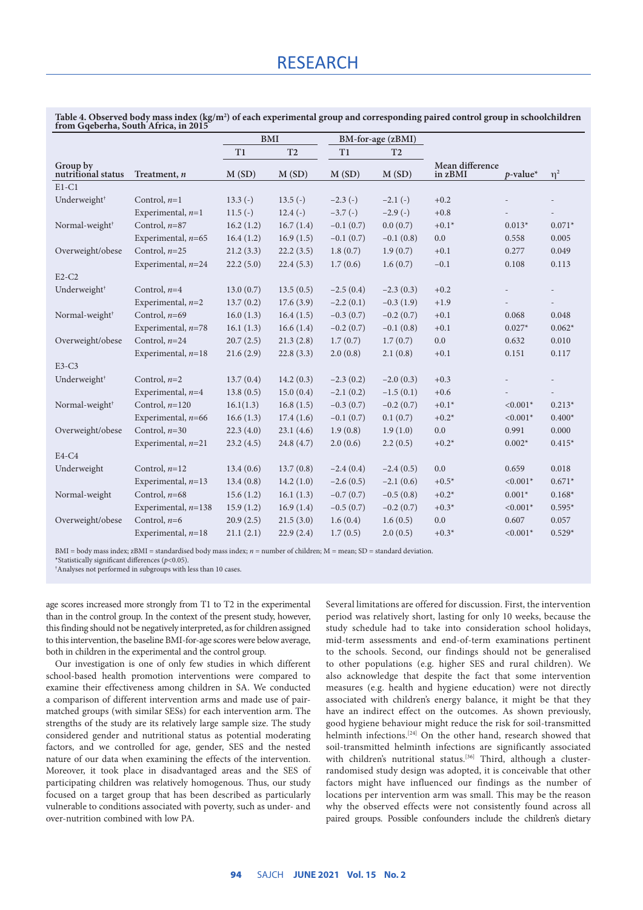**Table 4. Observed body mass index (kg/m²) of each experimental group and corresponding paired control group in schoolchildren from Gqeberha, South Africa, in 2015**

| Group by nutritional status | Treatment, *n* | BMI T1 M (SD) | BMI T2 M (SD) | BM-for-age (zBMI) T1 M (SD) | BM-for-age (zBMI) T2 M (SD) | Mean difference in zBMI | *p*-value* | $\eta^2$ |
|---|---|---|---|---|---|---|---|---|
| E1-C1 | | | | | | | | |
| Underweight† | Control, *n*=1 | 13.3 (-) | 13.5 (-) | −2.3 (-) | −2.1 (-) | +0.2 | - | - |
| | Experimental, *n*=1 | 11.5 (-) | 12.4 (-) | −3.7 (-) | −2.9 (-) | +0.8 | - | - |
| Normal-weight† | Control, *n*=87 | 16.2 (1.2) | 16.7 (1.4) | −0.1 (0.7) | 0.0 (0.7) | +0.1* | 0.013* | 0.071* |
| | Experimental, *n*=65 | 16.4 (1.2) | 16.9 (1.5) | −0.1 (0.7) | −0.1 (0.8) | 0.0 | 0.558 | 0.005 |
| Overweight/obese | Control, *n*=25 | 21.2 (3.3) | 22.2 (3.5) | 1.8 (0.7) | 1.9 (0.7) | +0.1 | 0.277 | 0.049 |
| | Experimental, *n*=24 | 22.2 (5.0) | 22.4 (5.3) | 1.7 (0.6) | 1.6 (0.7) | −0.1 | 0.108 | 0.113 |
| E2-C2 | | | | | | | | |
| Underweight† | Control, *n*=4 | 13.0 (0.7) | 13.5 (0.5) | −2.5 (0.4) | −2.3 (0.3) | +0.2 | - | - |
| | Experimental, *n*=2 | 13.7 (0.2) | 17.6 (3.9) | −2.2 (0.1) | −0.3 (1.9) | +1.9 | - | - |
| Normal-weight† | Control, *n*=69 | 16.0 (1.3) | 16.4 (1.5) | −0.3 (0.7) | −0.2 (0.7) | +0.1 | 0.068 | 0.048 |
| | Experimental, *n*=78 | 16.1 (1.3) | 16.6 (1.4) | −0.2 (0.7) | −0.1 (0.8) | +0.1 | 0.027* | 0.062* |
| Overweight/obese | Control, *n*=24 | 20.7 (2.5) | 21.3 (2.8) | 1.7 (0.7) | 1.7 (0.7) | 0.0 | 0.632 | 0.010 |
| | Experimental, *n*=18 | 21.6 (2.9) | 22.8 (3.3) | 2.0 (0.8) | 2.1 (0.8) | +0.1 | 0.151 | 0.117 |
| E3-C3 | | | | | | | | |
| Underweight† | Control, *n*=2 | 13.7 (0.4) | 14.2 (0.3) | −2.3 (0.2) | −2.0 (0.3) | +0.3 | - | - |
| | Experimental, *n*=4 | 13.8 (0.5) | 15.0 (0.4) | −2.1 (0.2) | −1.5 (0.1) | +0.6 | - | - |
| Normal-weight† | Control, *n*=120 | 16.1(1.3) | 16.8 (1.5) | −0.3 (0.7) | −0.2 (0.7) | +0.1* | <0.001* | 0.213* |
| | Experimental, *n*=66 | 16.6 (1.3) | 17.4 (1.6) | −0.1 (0.7) | 0.1 (0.7) | +0.2* | <0.001* | 0.400* |
| Overweight/obese | Control, *n*=30 | 22.3 (4.0) | 23.1 (4.6) | 1.9 (0.8) | 1.9 (1.0) | 0.0 | 0.991 | 0.000 |
| | Experimental, *n*=21 | 23.2 (4.5) | 24.8 (4.7) | 2.0 (0.6) | 2.2 (0.5) | +0.2* | 0.002* | 0.415* |
| E4-C4 | | | | | | | | |
| Underweight | Control, *n*=12 | 13.4 (0.6) | 13.7 (0.8) | −2.4 (0.4) | −2.4 (0.5) | 0.0 | 0.659 | 0.018 |
| | Experimental, *n*=13 | 13.4 (0.8) | 14.2 (1.0) | −2.6 (0.5) | −2.1 (0.6) | +0.5* | <0.001* | 0.671* |
| Normal-weight | Control, *n*=68 | 15.6 (1.2) | 16.1 (1.3) | −0.7 (0.7) | −0.5 (0.8) | +0.2* | 0.001* | 0.168* |
| | Experimental, *n*=138 | 15.9 (1.2) | 16.9 (1.4) | −0.5 (0.7) | −0.2 (0.7) | +0.3* | <0.001* | 0.595* |
| Overweight/obese | Control, *n*=6 | 20.9 (2.5) | 21.5 (3.0) | 1.6 (0.4) | 1.6 (0.5) | 0.0 | 0.607 | 0.057 |
| | Experimental, *n*=18 | 21.1 (2.1) | 22.9 (2.4) | 1.7 (0.5) | 2.0 (0.5) | +0.3* | <0.001* | 0.529* |

BMI = body mass index; zBMI = standardised body mass index; *n* = number of children; M = mean; SD = standard deviation.
*Statistically significant differences ($p$<0.05).
†Analyses not performed in subgroups with less than 10 cases.

age scores increased more strongly from T1 to T2 in the experimental than in the control group. In the context of the present study, however, this finding should not be negatively interpreted, as for children assigned to this intervention, the baseline BMI-for-age scores were below average, both in children in the experimental and the control group.

Our investigation is one of only few studies in which different school-based health promotion interventions were compared to examine their effectiveness among children in SA. We conducted a comparison of different intervention arms and made use of pair-matched groups (with similar SESs) for each intervention arm. The strengths of the study are its relatively large sample size. The study considered gender and nutritional status as potential moderating factors, and we controlled for age, gender, SES and the nested nature of our data when examining the effects of the intervention. Moreover, it took place in disadvantaged areas and the SES of participating children was relatively homogenous. Thus, our study focused on a target group that has been described as particularly vulnerable to conditions associated with poverty, such as under- and over-nutrition combined with low PA.

Several limitations are offered for discussion. First, the intervention period was relatively short, lasting for only 10 weeks, because the study schedule had to take into consideration school holidays, mid-term assessments and end-of-term examinations pertinent to the schools. Second, our findings should not be generalised to other populations (e.g. higher SES and rural children). We also acknowledge that despite the fact that some intervention measures (e.g. health and hygiene education) were not directly associated with children's energy balance, it might be that they have an indirect effect on the outcomes. As shown previously, good hygiene behaviour might reduce the risk for soil-transmitted helminth infections.[24] On the other hand, research showed that soil-transmitted helminth infections are significantly associated with children's nutritional status.[36] Third, although a cluster-randomised study design was adopted, it is conceivable that other factors might have influenced our findings as the number of locations per intervention arm was small. This may be the reason why the observed effects were not consistently found across all paired groups. Possible confounders include the children's dietary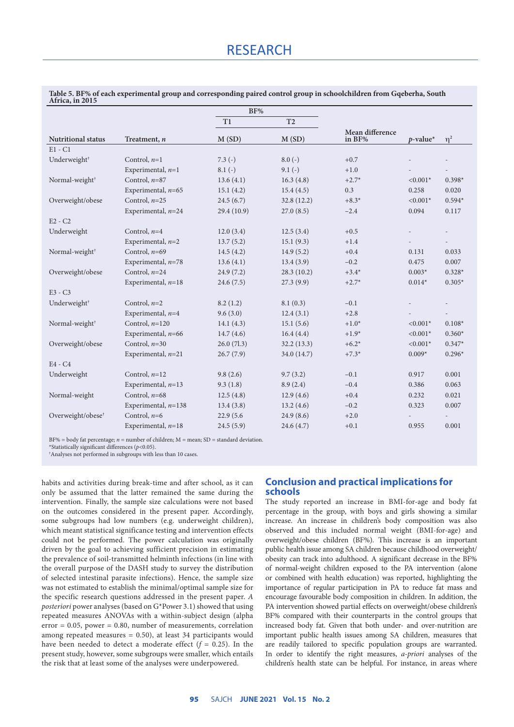**Table 5. BF% of each experimental group and corresponding paired control group in schoolchildren from Gqeberha, South Africa, in 2015**

| Nutritional status | Treatment, *n* | BF% T1 M (SD) | BF% T2 M (SD) | Mean difference in BF% | *p*-value* | $\eta^2$ |
|---|---|---|---|---|---|---|
| E1 - C1 | | | | | | |
| Underweight† | Control, *n*=1 | 7.3 (-) | 8.0 (-) | +0.7 | - | - |
| | Experimental, *n*=1 | 8.1 (-) | 9.1 (-) | +1.0 | - | - |
| Normal-weight† | Control, *n*=87 | 13.6 (4.1) | 16.3 (4.8) | +2.7* | <0.001* | 0.398* |
| | Experimental, *n*=65 | 15.1 (4.2) | 15.4 (4.5) | 0.3 | 0.258 | 0.020 |
| Overweight/obese | Control, *n*=25 | 24.5 (6.7) | 32.8 (12.2) | +8.3* | <0.001* | 0.594* |
| | Experimental, *n*=24 | 29.4 (10.9) | 27.0 (8.5) | −2.4 | 0.094 | 0.117 |
| E2 - C2 | | | | | | |
| Underweight | Control, *n*=4 | 12.0 (3.4) | 12.5 (3.4) | +0.5 | - | - |
| | Experimental, *n*=2 | 13.7 (5.2) | 15.1 (9.3) | +1.4 | - | - |
| Normal-weight† | Control, *n*=69 | 14.5 (4.2) | 14.9 (5.2) | +0.4 | 0.131 | 0.033 |
| | Experimental, *n*=78 | 13.6 (4.1) | 13.4 (3.9) | −0.2 | 0.475 | 0.007 |
| Overweight/obese | Control, *n*=24 | 24.9 (7.2) | 28.3 (10.2) | +3.4* | 0.003* | 0.328* |
| | Experimental, *n*=18 | 24.6 (7.5) | 27.3 (9.9) | +2.7* | 0.014* | 0.305* |
| E3 - C3 | | | | | | |
| Underweight† | Control, *n*=2 | 8.2 (1.2) | 8.1 (0.3) | −0.1 | - | - |
| | Experimental, *n*=4 | 9.6 (3.0) | 12.4 (3.1) | +2.8 | - | - |
| Normal-weight† | Control, *n*=120 | 14.1 (4.3) | 15.1 (5.6) | +1.0* | <0.001* | 0.108* |
| | Experimental, *n*=66 | 14.7 (4.6) | 16.4 (4.4) | +1.9* | <0.001* | 0.360* |
| Overweight/obese | Control, *n*=30 | 26.0 (71.3) | 32.2 (13.3) | +6.2* | <0.001* | 0.347* |
| | Experimental, *n*=21 | 26.7 (7.9) | 34.0 (14.7) | +7.3* | 0.009* | 0.296* |
| E4 - C4 | | | | | | |
| Underweight | Control, *n*=12 | 9.8 (2.6) | 9.7 (3.2) | −0.1 | 0.917 | 0.001 |
| | Experimental, *n*=13 | 9.3 (1.8) | 8.9 (2.4) | −0.4 | 0.386 | 0.063 |
| Normal-weight | Control, *n*=68 | 12.5 (4.8) | 12.9 (4.6) | +0.4 | 0.232 | 0.021 |
| | Experimental, *n*=138 | 13.4 (3.8) | 13.2 (4.6) | −0.2 | 0.323 | 0.007 |
| Overweight/obese† | Control, *n*=6 | 22.9 (5.6 | 24.9 (8.6) | +2.0 | - | - |
| | Experimental, *n*=18 | 24.5 (5.9) | 24.6 (4.7) | +0.1 | 0.955 | 0.001 |

BF% = body fat percentage; *n* = number of children; M = mean; SD = standard deviation.
*Statistically significant differences ($p$<0.05).
†Analyses not performed in subgroups with less than 10 cases.

habits and activities during break-time and after school, as it can only be assumed that the latter remained the same during the intervention. Finally, the sample size calculations were not based on the outcomes considered in the present paper. Accordingly, some subgroups had low numbers (e.g. underweight children), which meant statistical significance testing and intervention effects could not be performed. The power calculation was originally driven by the goal to achieving sufficient precision in estimating the prevalence of soil-transmitted helminth infections (in line with the overall purpose of the DASH study to survey the distribution of selected intestinal parasite infections). Hence, the sample size was not estimated to establish the minimal/optimal sample size for the specific research questions addressed in the present paper. *A posteriori* power analyses (based on G*Power 3.1) showed that using repeated measures ANOVAs with a within-subject design (alpha error = 0.05, power = 0.80, number of measurements, correlation among repeated measures = 0.50), at least 34 participants would have been needed to detect a moderate effect ($f$ = 0.25). In the present study, however, some subgroups were smaller, which entails the risk that at least some of the analyses were underpowered.

## Conclusion and practical implications for schools

The study reported an increase in BMI-for-age and body fat percentage in the group, with boys and girls showing a similar increase. An increase in children's body composition was also observed and this included normal weight (BMI-for-age) and overweight/obese children (BF%). This increase is an important public health issue among SA children because childhood overweight/obesity can track into adulthood. A significant decrease in the BF% of normal-weight children exposed to the PA intervention (alone or combined with health education) was reported, highlighting the importance of regular participation in PA to reduce fat mass and encourage favourable body composition in children. In addition, the PA intervention showed partial effects on overweight/obese children's BF% compared with their counterparts in the control groups that increased body fat. Given that both under- and over-nutrition are important public health issues among SA children, measures that are readily tailored to specific population groups are warranted. In order to identify the right measures, *a-priori* analyses of the children's health state can be helpful. For instance, in areas where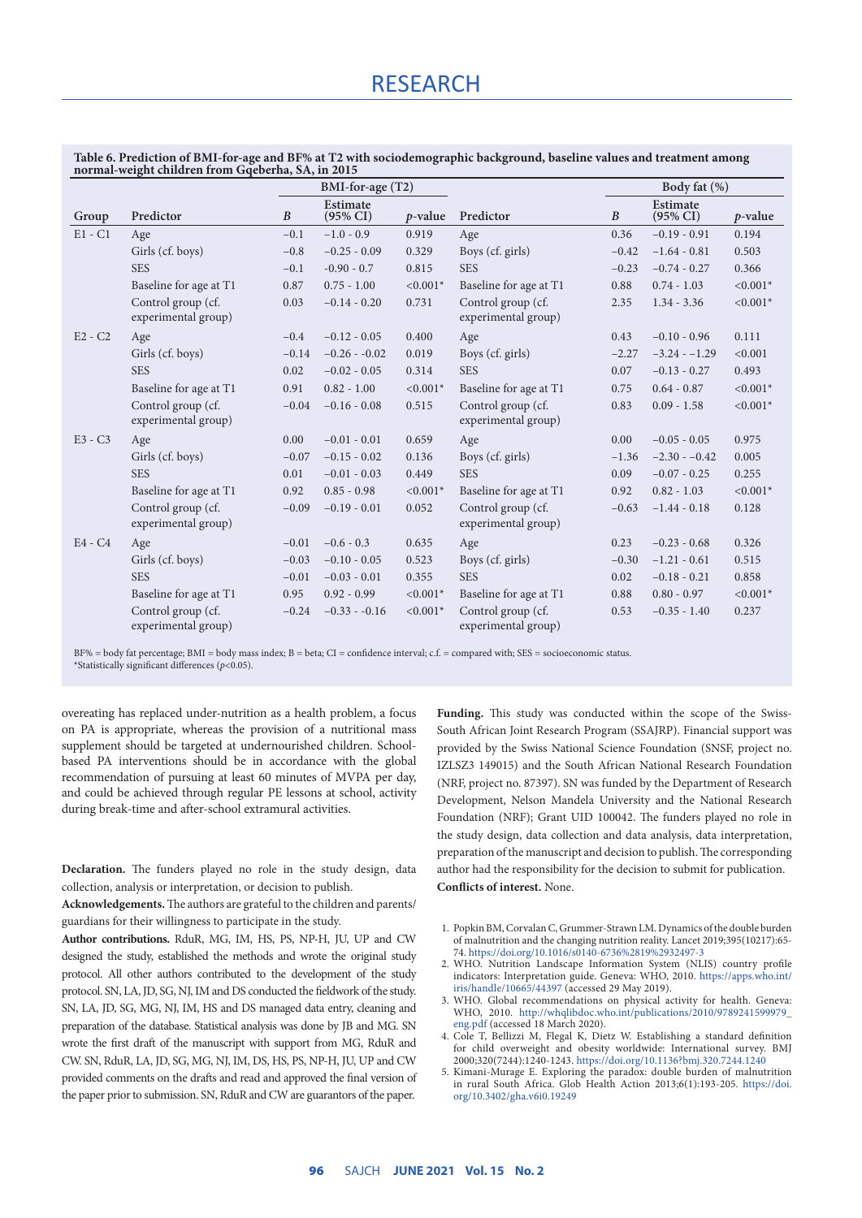**Table 6. Prediction of BMI-for-age and BF% at T2 with sociodemographic background, baseline values and treatment among normal-weight children from Gqeberha, SA, in 2015**

| | | BMI-for-age (T2) | | | | Body fat (%) | | |
|---|---|---|---|---|---|---|---|---|
| Group | Predictor | *B* | Estimate (95% CI) | *p*-value | Predictor | *B* | Estimate (95% CI) | *p*-value |
| E1 - C1 | Age | −0.1 | −1.0 - 0.9 | 0.919 | Age | 0.36 | −0.19 - 0.91 | 0.194 |
| | Girls (cf. boys) | −0.8 | −0.25 - 0.09 | 0.329 | Boys (cf. girls) | −0.42 | −1.64 - 0.81 | 0.503 |
| | SES | −0.1 | -0.90 - 0.7 | 0.815 | SES | −0.23 | −0.74 - 0.27 | 0.366 |
| | Baseline for age at T1 | 0.87 | 0.75 - 1.00 | <0.001* | Baseline for age at T1 | 0.88 | 0.74 - 1.03 | <0.001* |
| | Control group (cf. experimental group) | 0.03 | −0.14 - 0.20 | 0.731 | Control group (cf. experimental group) | 2.35 | 1.34 - 3.36 | <0.001* |
| E2 - C2 | Age | −0.4 | −0.12 - 0.05 | 0.400 | Age | 0.43 | −0.10 - 0.96 | 0.111 |
| | Girls (cf. boys) | −0.14 | −0.26 - −0.02 | 0.019 | Boys (cf. girls) | −2.27 | −3.24 - −1.29 | <0.001 |
| | SES | 0.02 | −0.02 - 0.05 | 0.314 | SES | 0.07 | −0.13 - 0.27 | 0.493 |
| | Baseline for age at T1 | 0.91 | 0.82 - 1.00 | <0.001* | Baseline for age at T1 | 0.75 | 0.64 - 0.87 | <0.001* |
| | Control group (cf. experimental group) | −0.04 | −0.16 - 0.08 | 0.515 | Control group (cf. experimental group) | 0.83 | 0.09 - 1.58 | <0.001* |
| E3 - C3 | Age | 0.00 | −0.01 - 0.01 | 0.659 | Age | 0.00 | −0.05 - 0.05 | 0.975 |
| | Girls (cf. boys) | −0.07 | −0.15 - 0.02 | 0.136 | Boys (cf. girls) | −1.36 | −2.30 - −0.42 | 0.005 |
| | SES | 0.01 | −0.01 - 0.03 | 0.449 | SES | 0.09 | −0.07 - 0.25 | 0.255 |
| | Baseline for age at T1 | 0.92 | 0.85 - 0.98 | <0.001* | Baseline for age at T1 | 0.92 | 0.82 - 1.03 | <0.001* |
| | Control group (cf. experimental group) | −0.09 | −0.19 - 0.01 | 0.052 | Control group (cf. experimental group) | −0.63 | −1.44 - 0.18 | 0.128 |
| E4 - C4 | Age | −0.01 | −0.6 - 0.3 | 0.635 | Age | 0.23 | −0.23 - 0.68 | 0.326 |
| | Girls (cf. boys) | −0.03 | −0.10 - 0.05 | 0.523 | Boys (cf. girls) | −0.30 | −1.21 - 0.61 | 0.515 |
| | SES | −0.01 | −0.03 - 0.01 | 0.355 | SES | 0.02 | −0.18 - 0.21 | 0.858 |
| | Baseline for age at T1 | 0.95 | 0.92 - 0.99 | <0.001* | Baseline for age at T1 | 0.88 | 0.80 - 0.97 | <0.001* |
| | Control group (cf. experimental group) | −0.24 | −0.33 - −0.16 | <0.001* | Control group (cf. experimental group) | 0.53 | −0.35 - 1.40 | 0.237 |

BF% = body fat percentage; BMI = body mass index; B = beta; CI = confidence interval; c.f. = compared with; SES = socioeconomic status.
*Statistically significant differences ($p<0.05$).

overeating has replaced under-nutrition as a health problem, a focus on PA is appropriate, whereas the provision of a nutritional mass supplement should be targeted at undernourished children. School-based PA interventions should be in accordance with the global recommendation of pursuing at least 60 minutes of MVPA per day, and could be achieved through regular PE lessons at school, activity during break-time and after-school extramural activities.

**Declaration.** The funders played no role in the study design, data collection, analysis or interpretation, or decision to publish.

**Acknowledgements.** The authors are grateful to the children and parents/guardians for their willingness to participate in the study.

**Author contributions.** RduR, MG, IM, HS, PS, NP-H, JU, UP and CW designed the study, established the methods and wrote the original study protocol. All other authors contributed to the development of the study protocol. SN, LA, JD, SG, NJ, IM and DS conducted the fieldwork of the study. SN, LA, JD, SG, MG, NJ, IM, HS and DS managed data entry, cleaning and preparation of the database. Statistical analysis was done by JB and MG. SN wrote the first draft of the manuscript with support from MG, RduR and CW. SN, RduR, LA, JD, SG, MG, NJ, IM, DS, HS, PS, NP-H, JU, UP and CW provided comments on the drafts and read and approved the final version of the paper prior to submission. SN, RduR and CW are guarantors of the paper.

**Funding.** This study was conducted within the scope of the Swiss-South African Joint Research Program (SSAJRP). Financial support was provided by the Swiss National Science Foundation (SNSF, project no. IZLSZ3 149015) and the South African National Research Foundation (NRF, project no. 87397). SN was funded by the Department of Research Development, Nelson Mandela University and the National Research Foundation (NRF); Grant UID 100042. The funders played no role in the study design, data collection and data analysis, data interpretation, preparation of the manuscript and decision to publish. The corresponding author had the responsibility for the decision to submit for publication.

**Conflicts of interest.** None.

1. Popkin BM, Corvalan C, Grummer-Strawn LM. Dynamics of the double burden of malnutrition and the changing nutrition reality. Lancet 2019;395(10217):65-74. https://doi.org/10.1016/s0140-6736%2819%2932497-3
2. WHO. Nutrition Landscape Information System (NLIS) country profile indicators: Interpretation guide. Geneva: WHO, 2010. https://apps.who.int/iris/handle/10665/44397 (accessed 29 May 2019).
3. WHO. Global recommendations on physical activity for health. Geneva: WHO, 2010. http://whqlibdoc.who.int/publications/2010/9789241599979_eng.pdf (accessed 18 March 2020).
4. Cole T, Bellizzi M, Flegal K, Dietz W. Establishing a standard definition for child overweight and obesity worldwide: International survey. BMJ 2000;320(7244):1240-1243. https://doi.org/10.1136?bmj.320.7244.1240
5. Kimani-Murage E. Exploring the paradox: double burden of malnutrition in rural South Africa. Glob Health Action 2013;6(1):193-205. https://doi.org/10.3402/gha.v6i0.19249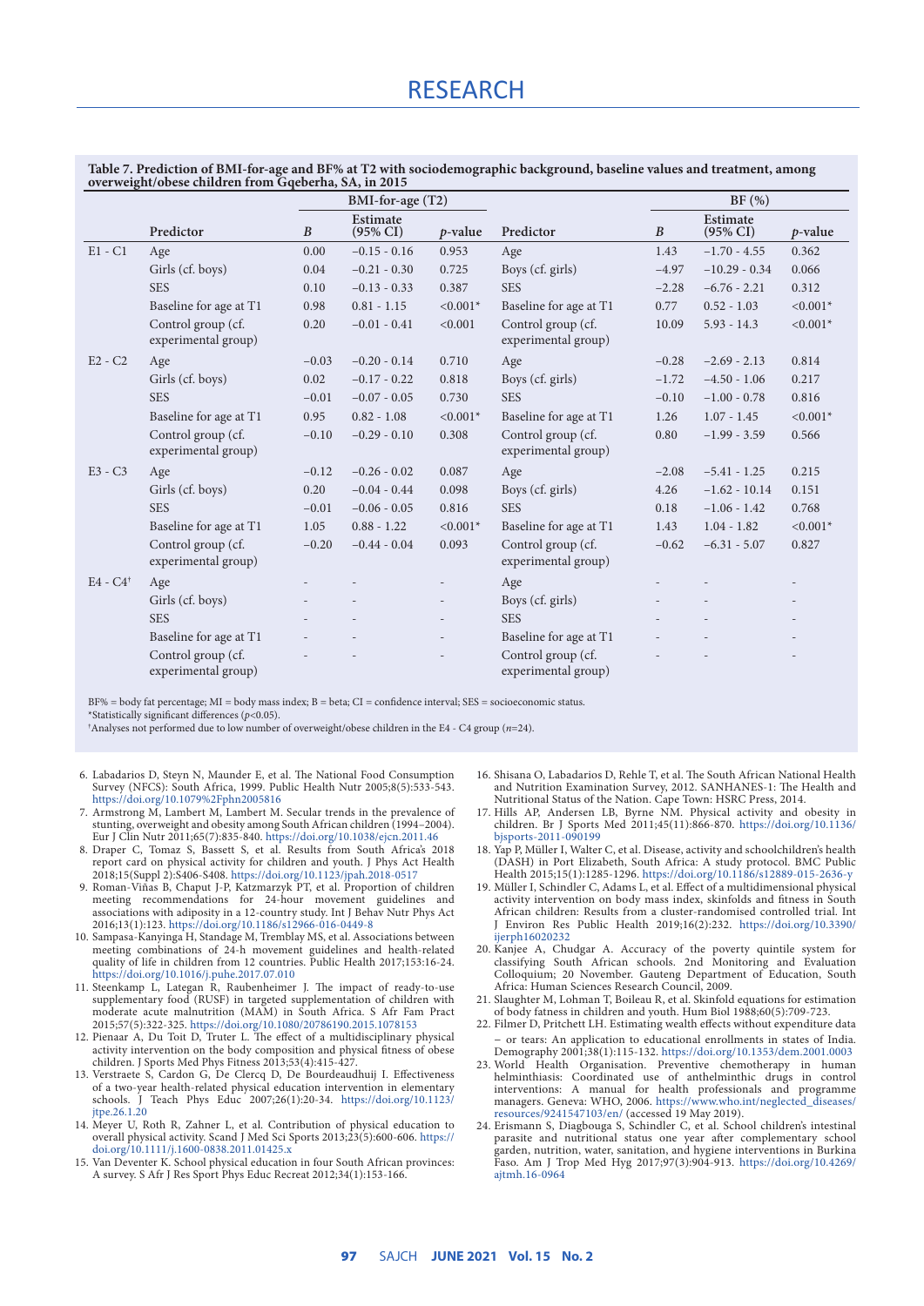**Table 7. Prediction of BMI-for-age and BF% at T2 with sociodemographic background, baseline values and treatment, among overweight/obese children from Gqeberha, SA, in 2015**

| | BMI-for-age (T2) | | | | BF (%) | | | |
|---|---|---|---|---|---|---|---|---|
| | Predictor | *B* | Estimate (95% CI) | *p*-value | Predictor | *B* | Estimate (95% CI) | *p*-value |
| E1 - C1 | Age | 0.00 | −0.15 - 0.16 | 0.953 | Age | 1.43 | −1.70 - 4.55 | 0.362 |
| | Girls (cf. boys) | 0.04 | −0.21 - 0.30 | 0.725 | Boys (cf. girls) | −4.97 | −10.29 - 0.34 | 0.066 |
| | SES | 0.10 | −0.13 - 0.33 | 0.387 | SES | −2.28 | −6.76 - 2.21 | 0.312 |
| | Baseline for age at T1 | 0.98 | 0.81 - 1.15 | <0.001* | Baseline for age at T1 | 0.77 | 0.52 - 1.03 | <0.001* |
| | Control group (cf. experimental group) | 0.20 | −0.01 - 0.41 | <0.001 | Control group (cf. experimental group) | 10.09 | 5.93 - 14.3 | <0.001* |
| E2 - C2 | Age | −0.03 | −0.20 - 0.14 | 0.710 | Age | −0.28 | −2.69 - 2.13 | 0.814 |
| | Girls (cf. boys) | 0.02 | −0.17 - 0.22 | 0.818 | Boys (cf. girls) | −1.72 | −4.50 - 1.06 | 0.217 |
| | SES | −0.01 | −0.07 - 0.05 | 0.730 | SES | −0.10 | −1.00 - 0.78 | 0.816 |
| | Baseline for age at T1 | 0.95 | 0.82 - 1.08 | <0.001* | Baseline for age at T1 | 1.26 | 1.07 - 1.45 | <0.001* |
| | Control group (cf. experimental group) | −0.10 | −0.29 - 0.10 | 0.308 | Control group (cf. experimental group) | 0.80 | −1.99 - 3.59 | 0.566 |
| E3 - C3 | Age | −0.12 | −0.26 - 0.02 | 0.087 | Age | −2.08 | −5.41 - 1.25 | 0.215 |
| | Girls (cf. boys) | 0.20 | −0.04 - 0.44 | 0.098 | Boys (cf. girls) | 4.26 | −1.62 - 10.14 | 0.151 |
| | SES | −0.01 | −0.06 - 0.05 | 0.816 | SES | 0.18 | −1.06 - 1.42 | 0.768 |
| | Baseline for age at T1 | 1.05 | 0.88 - 1.22 | <0.001* | Baseline for age at T1 | 1.43 | 1.04 - 1.82 | <0.001* |
| | Control group (cf. experimental group) | −0.20 | −0.44 - 0.04 | 0.093 | Control group (cf. experimental group) | −0.62 | −6.31 - 5.07 | 0.827 |
| E4 - C4† | Age | - | - | - | Age | - | - | - |
| | Girls (cf. boys) | - | - | - | Boys (cf. girls) | - | - | - |
| | SES | - | - | - | SES | - | - | - |
| | Baseline for age at T1 | - | - | - | Baseline for age at T1 | - | - | - |
| | Control group (cf. experimental group) | - | - | - | Control group (cf. experimental group) | - | - | - |

BF% = body fat percentage; MI = body mass index; B = beta; CI = confidence interval; SES = socioeconomic status.
*Statistically significant differences ($p<0.05$).
†Analyses not performed due to low number of overweight/obese children in the E4 - C4 group ($n=24$).

6. Labadarios D, Steyn N, Maunder E, et al. The National Food Consumption Survey (NFCS): South Africa, 1999. Public Health Nutr 2005;8(5):533-543. https://doi.org/10.1079%2Fphn2005816
7. Armstrong M, Lambert M, Lambert M. Secular trends in the prevalence of stunting, overweight and obesity among South African children (1994–2004). Eur J Clin Nutr 2011;65(7):835-840. https://doi.org/10.1038/ejcn.2011.46
8. Draper C, Tomaz S, Bassett S, et al. Results from South Africa's 2018 report card on physical activity for children and youth. J Phys Act Health 2018;15(Suppl 2):S406-S408. https://doi.org/10.1123/jpah.2018-0517
9. Roman-Viñas B, Chaput J-P, Katzmarzyk PT, et al. Proportion of children meeting recommendations for 24-hour movement guidelines and associations with adiposity in a 12-country study. Int J Behav Nutr Phys Act 2016;13(1):123. https://doi.org/10.1186/s12966-016-0449-8
10. Sampasa-Kanyinga H, Standage M, Tremblay MS, et al. Associations between meeting combinations of 24-h movement guidelines and health-related quality of life in children from 12 countries. Public Health 2017;153:16-24. https://doi.org/10.1016/j.puhe.2017.07.010
11. Steenkamp L, Lategan R, Raubenheimer J. The impact of ready-to-use supplementary food (RUSF) in targeted supplementation of children with moderate acute malnutrition (MAM) in South Africa. S Afr Fam Pract 2015;57(5):322-325. https://doi.org/10.1080/20786190.2015.1078153
12. Pienaar A, Du Toit D, Truter L. The effect of a multidisciplinary physical activity intervention on the body composition and physical fitness of obese children. J Sports Med Phys Fitness 2013;53(4):415-427.
13. Verstraete S, Cardon G, De Clercq D, De Bourdeaudhuij I. Effectiveness of a two-year health-related physical education intervention in elementary schools. J Teach Phys Educ 2007;26(1):20-34. https://doi.org/10.1123/jtpe.26.1.20
14. Meyer U, Roth R, Zahner L, et al. Contribution of physical education to overall physical activity. Scand J Med Sci Sports 2013;23(5):600-606. https://doi.org/10.1111/j.1600-0838.2011.01425.x
15. Van Deventer K. School physical education in four South African provinces: A survey. S Afr J Res Sport Phys Educ Recreat 2012;34(1):153-166.
16. Shisana O, Labadarios D, Rehle T, et al. The South African National Health and Nutrition Examination Survey, 2012. SANHANES-1: The Health and Nutritional Status of the Nation. Cape Town: HSRC Press, 2014.
17. Hills AP, Andersen LB, Byrne NM. Physical activity and obesity in children. Br J Sports Med 2011;45(11):866-870. https://doi.org/10.1136/bjsports-2011-090199
18. Yap P, Müller I, Walter C, et al. Disease, activity and schoolchildren's health (DASH) in Port Elizabeth, South Africa: A study protocol. BMC Public Health 2015;15(1):1285-1296. https://doi.org/10.1186/s12889-015-2636-y
19. Müller I, Schindler C, Adams L, et al. Effect of a multidimensional physical activity intervention on body mass index, skinfolds and fitness in South African children: Results from a cluster-randomised controlled trial. Int J Environ Res Public Health 2019;16(2):232. https://doi.org/10.3390/ijerph16020232
20. Kanjee A, Chudgar A. Accuracy of the poverty quintile system for classifying South African schools. 2nd Monitoring and Evaluation Colloquium; 20 November. Gauteng Department of Education, South Africa: Human Sciences Research Council, 2009.
21. Slaughter M, Lohman T, Boileau R, et al. Skinfold equations for estimation of body fatness in children and youth. Hum Biol 1988;60(5):709-723.
22. Filmer D, Pritchett LH. Estimating wealth effects without expenditure data – or tears: An application to educational enrollments in states of India. Demography 2001;38(1):115-132. https://doi.org/10.1353/dem.2001.0003
23. World Health Organisation. Preventive chemotherapy in human helminthiasis: Coordinated use of anthelminthic drugs in control interventions: A manual for health professionals and programme managers. Geneva: WHO, 2006. https://www.who.int/neglected_diseases/resources/9241547103/en/ (accessed 19 May 2019).
24. Erismann S, Diagbouga S, Schindler C, et al. School children's intestinal parasite and nutritional status one year after complementary school garden, nutrition, water, sanitation, and hygiene interventions in Burkina Faso. Am J Trop Med Hyg 2017;97(3):904-913. https://doi.org/10.4269/ajtmh.16-0964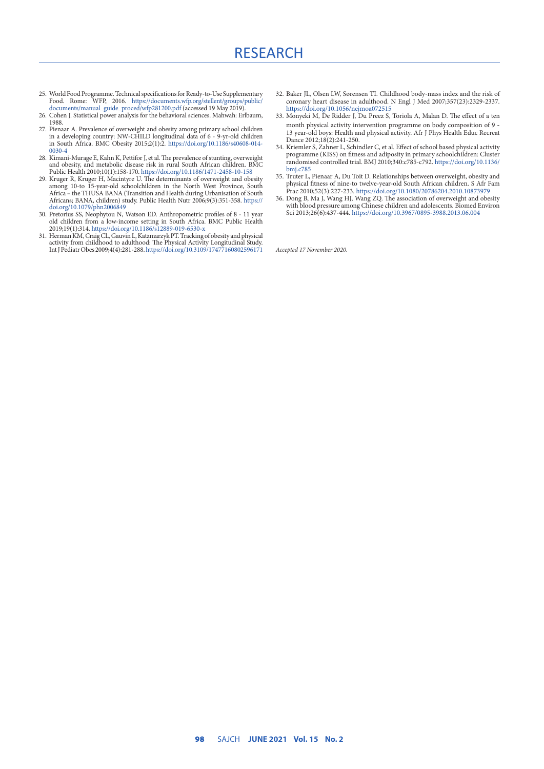25. World Food Programme. Technical specifications for Ready-to-Use Supplementary Food. Rome: WFP, 2016. https://documents.wfp.org/stellent/groups/public/documents/manual_guide_proced/wfp281200.pdf (accessed 19 May 2019).
26. Cohen J. Statistical power analysis for the behavioral sciences. Mahwah: Erlbaum, 1988.
27. Pienaar A. Prevalence of overweight and obesity among primary school children in a developing country: NW-CHILD longitudinal data of 6 - 9-yr-old children in South Africa. BMC Obesity 2015;2(1):2. https://doi.org/10.1186/s40608-014-0030-4
28. Kimani-Murage E, Kahn K, Pettifor J, et al. The prevalence of stunting, overweight and obesity, and metabolic disease risk in rural South African children. BMC Public Health 2010;10(1):158-170. https://doi.org/10.1186/1471-2458-10-158
29. Kruger R, Kruger H, Macintyre U. The determinants of overweight and obesity among 10-to 15-year-old schoolchildren in the North West Province, South Africa – the THUSA BANA (Transition and Health during Urbanisation of South Africans; BANA, children) study. Public Health Nutr 2006;9(3):351-358. https://doi.org/10.1079/phn2006849
30. Pretorius SS, Neophytou N, Watson ED. Anthropometric profiles of 8 - 11 year old children from a low-income setting in South Africa. BMC Public Health 2019;19(1):314. https://doi.org/10.1186/s12889-019-6530-x
31. Herman KM, Craig CL, Gauvin L, Katzmarzyk PT. Tracking of obesity and physical activity from childhood to adulthood: The Physical Activity Longitudinal Study. Int J Pediatr Obes 2009;4(4):281-288. https://doi.org/10.3109/17477160802596171
32. Baker JL, Olsen LW, Sørensen TI. Childhood body-mass index and the risk of coronary heart disease in adulthood. N Engl J Med 2007;357(23):2329-2337. https://doi.org/10.1056/nejmoa072515
33. Monyeki M, De Ridder J, Du Preez S, Toriola A, Malan D. The effect of a ten month physical activity intervention programme on body composition of 9 - 13 year-old boys: Health and physical activity. Afr J Phys Health Educ Recreat Dance 2012;18(2):241-250.
34. Kriemler S, Zahner L, Schindler C, et al. Effect of school based physical activity programme (KISS) on fitness and adiposity in primary schoolchildren: Cluster randomised controlled trial. BMJ 2010;340:c785-c792. https://doi.org/10.1136/bmj.c785
35. Truter L, Pienaar A, Du Toit D. Relationships between overweight, obesity and physical fitness of nine-to twelve-year-old South African children. S Afr Fam Prac 2010;52(3):227-233. https://doi.org/10.1080/20786204.2010.10873979
36. Dong B, Ma J, Wang HJ, Wang ZQ. The association of overweight and obesity with blood pressure among Chinese children and adolescents. Biomed Environ Sci 2013;26(6):437-444. https://doi.org/10.3967/0895-3988.2013.06.004

*Accepted 17 November 2020.*